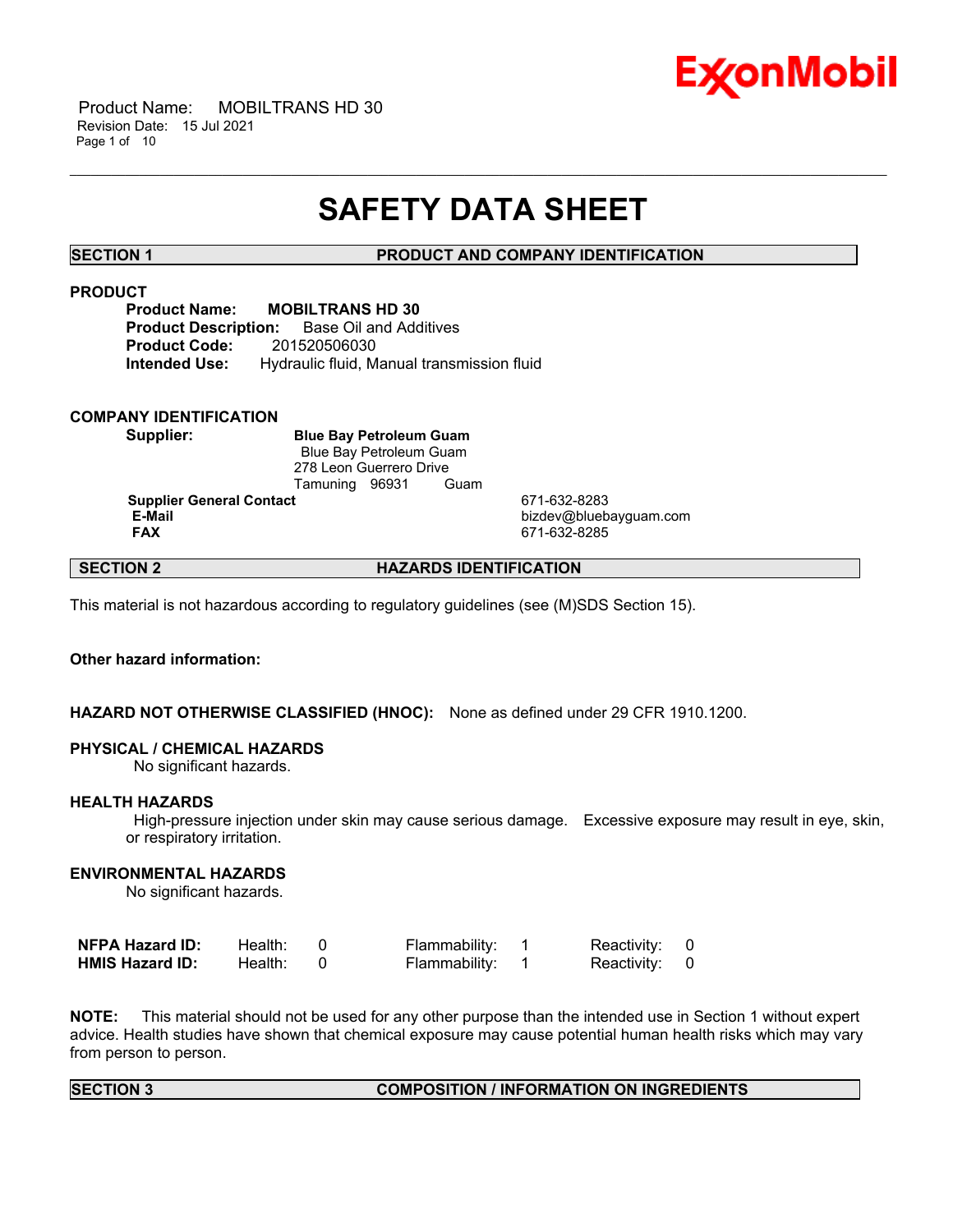# SAFETY DATA SHEET

## SECTION 1 PRODUCT AND COMPANY IDENTIFICATION

### PRODUCT

**Product Name:** **MOBILTRANS HD 30**
**Product Description:** Base Oil and Additives
**Product Code:** 201520506030
**Intended Use:** Hydraulic fluid, Manual transmission fluid

### COMPANY IDENTIFICATION

**Supplier:** **Blue Bay Petroleum Guam**
Blue Bay Petroleum Guam
278 Leon Guerrero Drive
Tamuning 96931 Guam

| | |
|---|---|
| **Supplier General Contact** | 671-632-8283 |
| **E-Mail** | bizdev@bluebayguam.com |
| **FAX** | 671-632-8285 |

## SECTION 2 HAZARDS IDENTIFICATION

This material is not hazardous according to regulatory guidelines (see (M)SDS Section 15).

**Other hazard information:**

**HAZARD NOT OTHERWISE CLASSIFIED (HNOC):** None as defined under 29 CFR 1910.1200.

**PHYSICAL / CHEMICAL HAZARDS**

No significant hazards.

**HEALTH HAZARDS**

High-pressure injection under skin may cause serious damage. Excessive exposure may result in eye, skin, or respiratory irritation.

**ENVIRONMENTAL HAZARDS**

No significant hazards.

| | | | |
|---|---|---|---|
| **NFPA Hazard ID:** | Health: 0 | Flammability: 1 | Reactivity: 0 |
| **HMIS Hazard ID:** | Health: 0 | Flammability: 1 | Reactivity: 0 |

**NOTE:** This material should not be used for any other purpose than the intended use in Section 1 without expert advice. Health studies have shown that chemical exposure may cause potential human health risks which may vary from person to person.

## SECTION 3 COMPOSITION / INFORMATION ON INGREDIENTS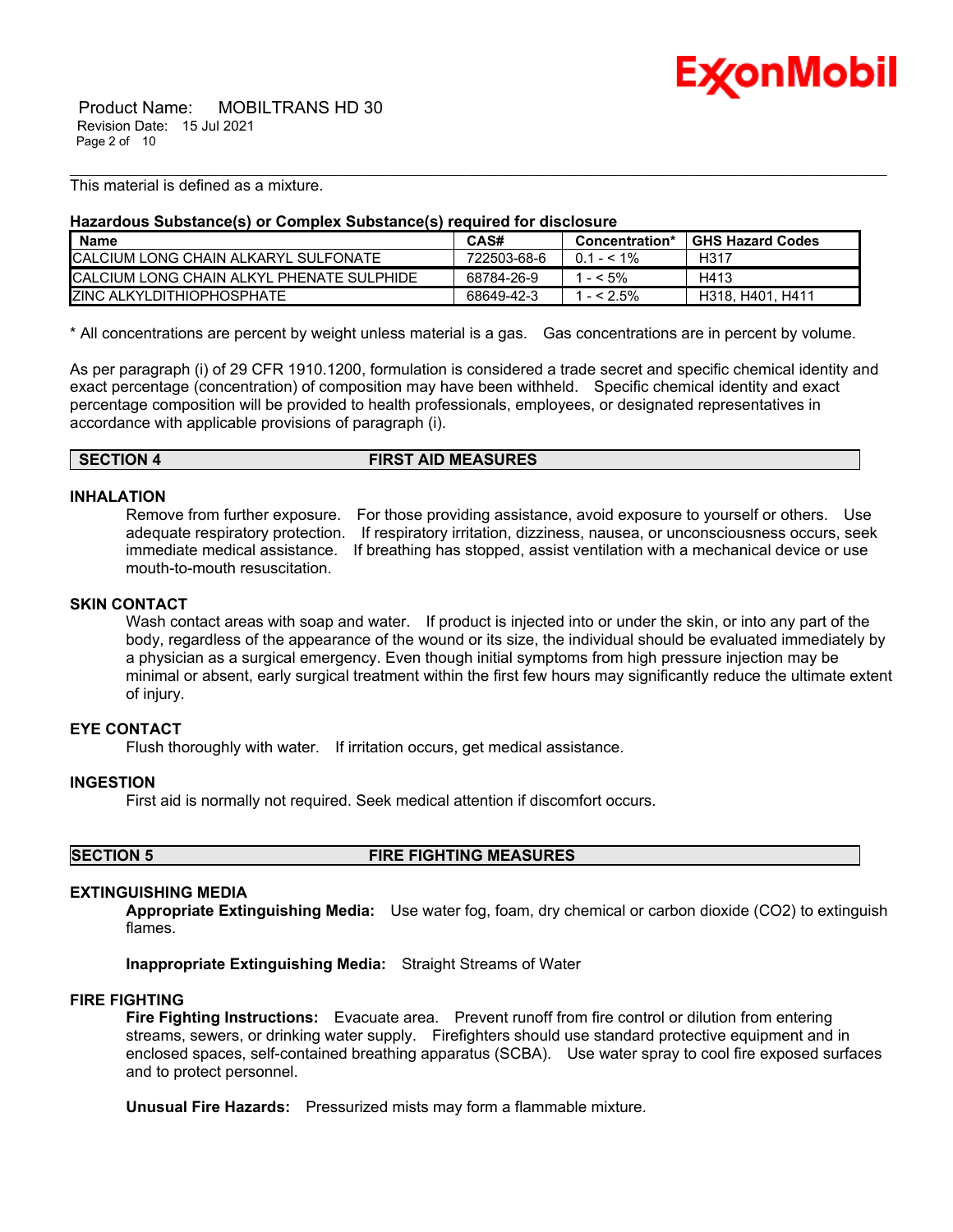This material is defined as a mixture.

**Hazardous Substance(s) or Complex Substance(s) required for disclosure**

| Name | CAS# | Concentration* | GHS Hazard Codes |
|---|---|---|---|
| CALCIUM LONG CHAIN ALKARYL SULFONATE | 722503-68-6 | 0.1 - < 1% | H317 |
| CALCIUM LONG CHAIN ALKYL PHENATE SULPHIDE | 68784-26-9 | 1 - < 5% | H413 |
| ZINC ALKYLDITHIOPHOSPHATE | 68649-42-3 | 1 - < 2.5% | H318, H401, H411 |

\* All concentrations are percent by weight unless material is a gas. Gas concentrations are in percent by volume.

As per paragraph (i) of 29 CFR 1910.1200, formulation is considered a trade secret and specific chemical identity and exact percentage (concentration) of composition may have been withheld. Specific chemical identity and exact percentage composition will be provided to health professionals, employees, or designated representatives in accordance with applicable provisions of paragraph (i).

## SECTION 4 FIRST AID MEASURES

### INHALATION

Remove from further exposure. For those providing assistance, avoid exposure to yourself or others. Use adequate respiratory protection. If respiratory irritation, dizziness, nausea, or unconsciousness occurs, seek immediate medical assistance. If breathing has stopped, assist ventilation with a mechanical device or use mouth-to-mouth resuscitation.

### SKIN CONTACT

Wash contact areas with soap and water. If product is injected into or under the skin, or into any part of the body, regardless of the appearance of the wound or its size, the individual should be evaluated immediately by a physician as a surgical emergency. Even though initial symptoms from high pressure injection may be minimal or absent, early surgical treatment within the first few hours may significantly reduce the ultimate extent of injury.

### EYE CONTACT

Flush thoroughly with water. If irritation occurs, get medical assistance.

### INGESTION

First aid is normally not required. Seek medical attention if discomfort occurs.

## SECTION 5 FIRE FIGHTING MEASURES

### EXTINGUISHING MEDIA

**Appropriate Extinguishing Media:** Use water fog, foam, dry chemical or carbon dioxide (CO2) to extinguish flames.

**Inappropriate Extinguishing Media:** Straight Streams of Water

### FIRE FIGHTING

**Fire Fighting Instructions:** Evacuate area. Prevent runoff from fire control or dilution from entering streams, sewers, or drinking water supply. Firefighters should use standard protective equipment and in enclosed spaces, self-contained breathing apparatus (SCBA). Use water spray to cool fire exposed surfaces and to protect personnel.

**Unusual Fire Hazards:** Pressurized mists may form a flammable mixture.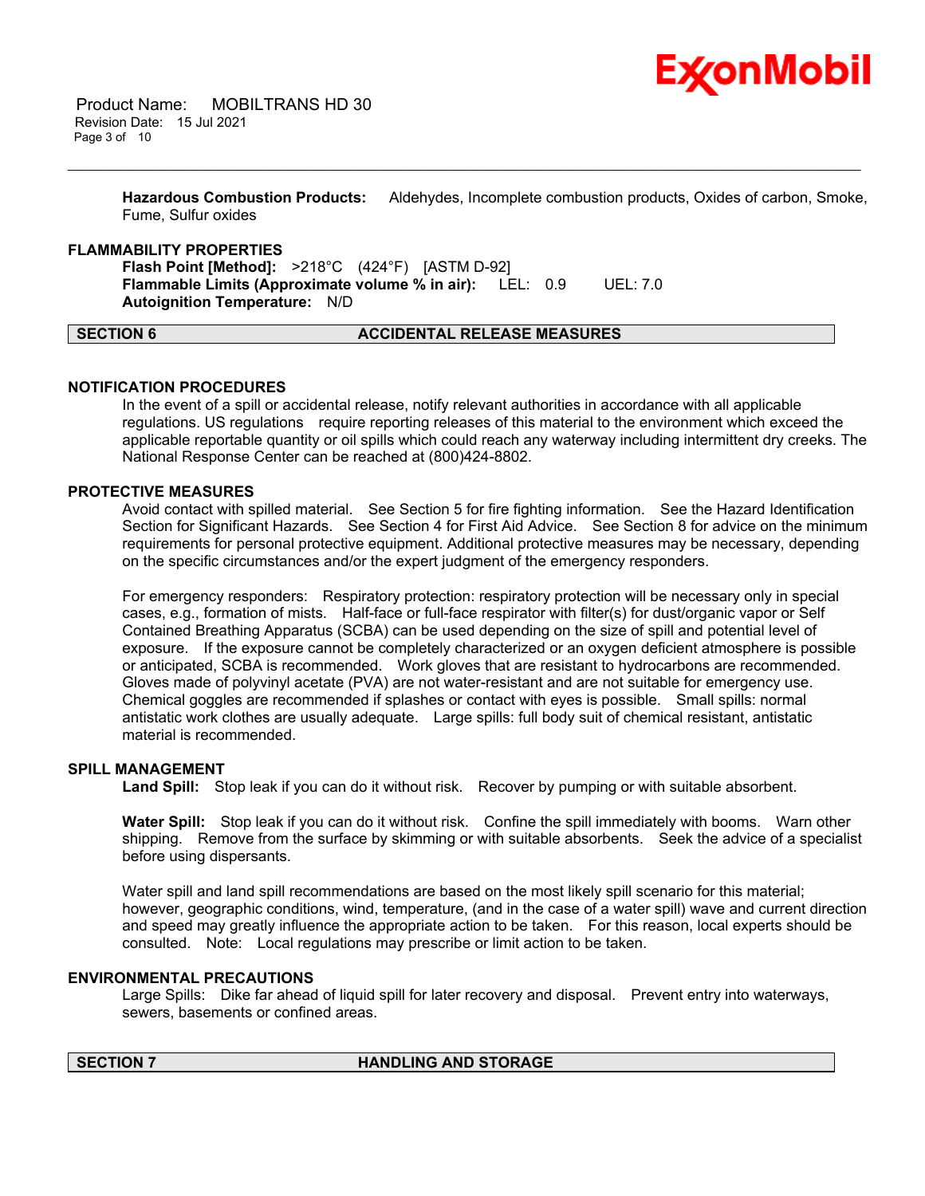**Hazardous Combustion Products:** Aldehydes, Incomplete combustion products, Oxides of carbon, Smoke, Fume, Sulfur oxides

### FLAMMABILITY PROPERTIES

**Flash Point [Method]:** >218°C (424°F) [ASTM D-92]
**Flammable Limits (Approximate volume % in air):** LEL: 0.9 UEL: 7.0
**Autoignition Temperature:** N/D

## SECTION 6 ACCIDENTAL RELEASE MEASURES

### NOTIFICATION PROCEDURES

In the event of a spill or accidental release, notify relevant authorities in accordance with all applicable regulations. US regulations require reporting releases of this material to the environment which exceed the applicable reportable quantity or oil spills which could reach any waterway including intermittent dry creeks. The National Response Center can be reached at (800)424-8802.

### PROTECTIVE MEASURES

Avoid contact with spilled material. See Section 5 for fire fighting information. See the Hazard Identification Section for Significant Hazards. See Section 4 for First Aid Advice. See Section 8 for advice on the minimum requirements for personal protective equipment. Additional protective measures may be necessary, depending on the specific circumstances and/or the expert judgment of the emergency responders.

For emergency responders: Respiratory protection: respiratory protection will be necessary only in special cases, e.g., formation of mists. Half-face or full-face respirator with filter(s) for dust/organic vapor or Self Contained Breathing Apparatus (SCBA) can be used depending on the size of spill and potential level of exposure. If the exposure cannot be completely characterized or an oxygen deficient atmosphere is possible or anticipated, SCBA is recommended. Work gloves that are resistant to hydrocarbons are recommended. Gloves made of polyvinyl acetate (PVA) are not water-resistant and are not suitable for emergency use. Chemical goggles are recommended if splashes or contact with eyes is possible. Small spills: normal antistatic work clothes are usually adequate. Large spills: full body suit of chemical resistant, antistatic material is recommended.

### SPILL MANAGEMENT

**Land Spill:** Stop leak if you can do it without risk. Recover by pumping or with suitable absorbent.

**Water Spill:** Stop leak if you can do it without risk. Confine the spill immediately with booms. Warn other shipping. Remove from the surface by skimming or with suitable absorbents. Seek the advice of a specialist before using dispersants.

Water spill and land spill recommendations are based on the most likely spill scenario for this material; however, geographic conditions, wind, temperature, (and in the case of a water spill) wave and current direction and speed may greatly influence the appropriate action to be taken. For this reason, local experts should be consulted. Note: Local regulations may prescribe or limit action to be taken.

### ENVIRONMENTAL PRECAUTIONS

Large Spills: Dike far ahead of liquid spill for later recovery and disposal. Prevent entry into waterways, sewers, basements or confined areas.

## SECTION 7 HANDLING AND STORAGE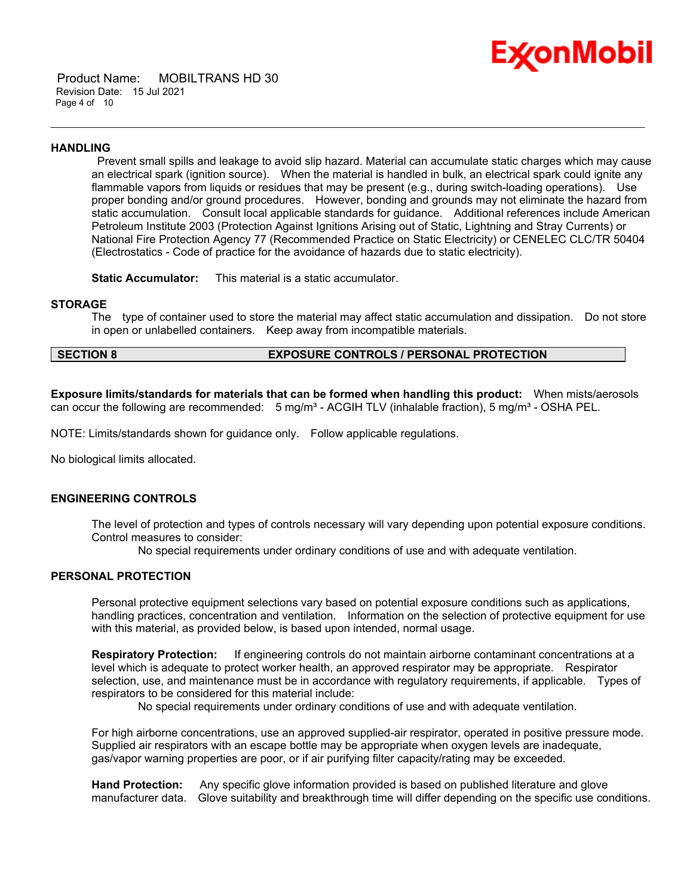### HANDLING

Prevent small spills and leakage to avoid slip hazard. Material can accumulate static charges which may cause an electrical spark (ignition source). When the material is handled in bulk, an electrical spark could ignite any flammable vapors from liquids or residues that may be present (e.g., during switch-loading operations). Use proper bonding and/or ground procedures. However, bonding and grounds may not eliminate the hazard from static accumulation. Consult local applicable standards for guidance. Additional references include American Petroleum Institute 2003 (Protection Against Ignitions Arising out of Static, Lightning and Stray Currents) or National Fire Protection Agency 77 (Recommended Practice on Static Electricity) or CENELEC CLC/TR 50404 (Electrostatics - Code of practice for the avoidance of hazards due to static electricity).

**Static Accumulator:** This material is a static accumulator.

### STORAGE

The type of container used to store the material may affect static accumulation and dissipation. Do not store in open or unlabelled containers. Keep away from incompatible materials.

## SECTION 8 EXPOSURE CONTROLS / PERSONAL PROTECTION

**Exposure limits/standards for materials that can be formed when handling this product:** When mists/aerosols can occur the following are recommended: 5 mg/m³ - ACGIH TLV (inhalable fraction), 5 mg/m³ - OSHA PEL.

NOTE: Limits/standards shown for guidance only. Follow applicable regulations.

No biological limits allocated.

### ENGINEERING CONTROLS

The level of protection and types of controls necessary will vary depending upon potential exposure conditions. Control measures to consider:

No special requirements under ordinary conditions of use and with adequate ventilation.

### PERSONAL PROTECTION

Personal protective equipment selections vary based on potential exposure conditions such as applications, handling practices, concentration and ventilation. Information on the selection of protective equipment for use with this material, as provided below, is based upon intended, normal usage.

**Respiratory Protection:** If engineering controls do not maintain airborne contaminant concentrations at a level which is adequate to protect worker health, an approved respirator may be appropriate. Respirator selection, use, and maintenance must be in accordance with regulatory requirements, if applicable. Types of respirators to be considered for this material include:

No special requirements under ordinary conditions of use and with adequate ventilation.

For high airborne concentrations, use an approved supplied-air respirator, operated in positive pressure mode. Supplied air respirators with an escape bottle may be appropriate when oxygen levels are inadequate, gas/vapor warning properties are poor, or if air purifying filter capacity/rating may be exceeded.

**Hand Protection:** Any specific glove information provided is based on published literature and glove manufacturer data. Glove suitability and breakthrough time will differ depending on the specific use conditions.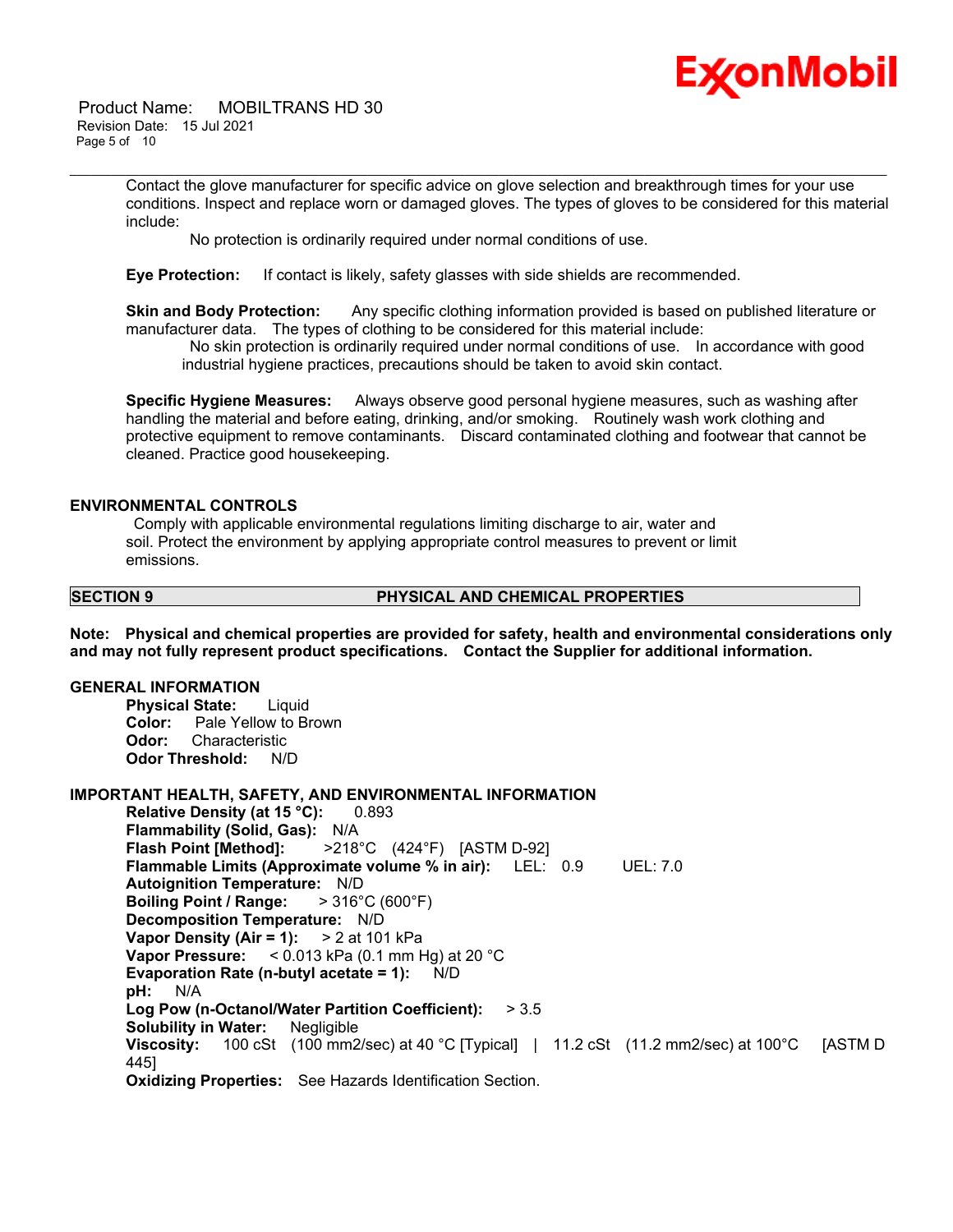Contact the glove manufacturer for specific advice on glove selection and breakthrough times for your use conditions. Inspect and replace worn or damaged gloves. The types of gloves to be considered for this material include:

No protection is ordinarily required under normal conditions of use.

**Eye Protection:** If contact is likely, safety glasses with side shields are recommended.

**Skin and Body Protection:** Any specific clothing information provided is based on published literature or manufacturer data. The types of clothing to be considered for this material include:

No skin protection is ordinarily required under normal conditions of use. In accordance with good industrial hygiene practices, precautions should be taken to avoid skin contact.

**Specific Hygiene Measures:** Always observe good personal hygiene measures, such as washing after handling the material and before eating, drinking, and/or smoking. Routinely wash work clothing and protective equipment to remove contaminants. Discard contaminated clothing and footwear that cannot be cleaned. Practice good housekeeping.

### ENVIRONMENTAL CONTROLS

Comply with applicable environmental regulations limiting discharge to air, water and soil. Protect the environment by applying appropriate control measures to prevent or limit emissions.

## SECTION 9 PHYSICAL AND CHEMICAL PROPERTIES

**Note: Physical and chemical properties are provided for safety, health and environmental considerations only and may not fully represent product specifications. Contact the Supplier for additional information.**

### GENERAL INFORMATION

**Physical State:** Liquid
**Color:** Pale Yellow to Brown
**Odor:** Characteristic
**Odor Threshold:** N/D

### IMPORTANT HEALTH, SAFETY, AND ENVIRONMENTAL INFORMATION

**Relative Density (at 15 °C):** 0.893
**Flammability (Solid, Gas):** N/A
**Flash Point [Method]:** >218°C (424°F) [ASTM D-92]
**Flammable Limits (Approximate volume % in air):** LEL: 0.9 UEL: 7.0
**Autoignition Temperature:** N/D
**Boiling Point / Range:** > 316°C (600°F)
**Decomposition Temperature:** N/D
**Vapor Density (Air = 1):** > 2 at 101 kPa
**Vapor Pressure:** < 0.013 kPa (0.1 mm Hg) at 20 °C
**Evaporation Rate (n-butyl acetate = 1):** N/D
**pH:** N/A
**Log Pow (n-Octanol/Water Partition Coefficient):** > 3.5
**Solubility in Water:** Negligible
**Viscosity:** 100 cSt (100 mm2/sec) at 40 °C [Typical] | 11.2 cSt (11.2 mm2/sec) at 100°C [ASTM D 445]
**Oxidizing Properties:** See Hazards Identification Section.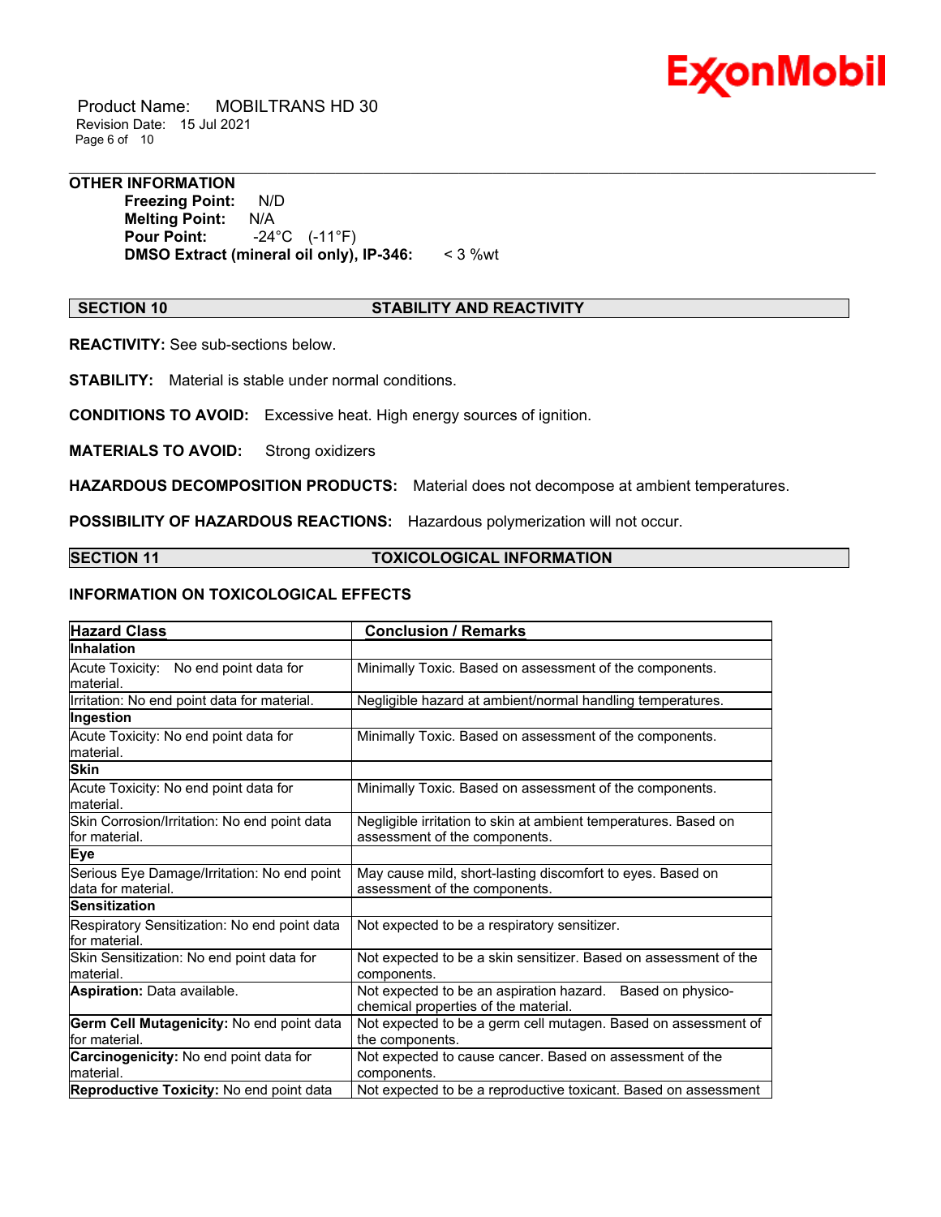### OTHER INFORMATION

**Freezing Point:** N/D
**Melting Point:** N/A
**Pour Point:** -24°C (-11°F)
**DMSO Extract (mineral oil only), IP-346:** < 3 %wt

## SECTION 10 STABILITY AND REACTIVITY

**REACTIVITY:** See sub-sections below.

**STABILITY:** Material is stable under normal conditions.

**CONDITIONS TO AVOID:** Excessive heat. High energy sources of ignition.

**MATERIALS TO AVOID:** Strong oxidizers

**HAZARDOUS DECOMPOSITION PRODUCTS:** Material does not decompose at ambient temperatures.

**POSSIBILITY OF HAZARDOUS REACTIONS:** Hazardous polymerization will not occur.

## SECTION 11 TOXICOLOGICAL INFORMATION

### INFORMATION ON TOXICOLOGICAL EFFECTS

| Hazard Class | Conclusion / Remarks |
|---|---|
| **Inhalation** | |
| Acute Toxicity: No end point data for material. | Minimally Toxic. Based on assessment of the components. |
| Irritation: No end point data for material. | Negligible hazard at ambient/normal handling temperatures. |
| **Ingestion** | |
| Acute Toxicity: No end point data for material. | Minimally Toxic. Based on assessment of the components. |
| **Skin** | |
| Acute Toxicity: No end point data for material. | Minimally Toxic. Based on assessment of the components. |
| Skin Corrosion/Irritation: No end point data for material. | Negligible irritation to skin at ambient temperatures. Based on assessment of the components. |
| **Eye** | |
| Serious Eye Damage/Irritation: No end point data for material. | May cause mild, short-lasting discomfort to eyes. Based on assessment of the components. |
| **Sensitization** | |
| Respiratory Sensitization: No end point data for material. | Not expected to be a respiratory sensitizer. |
| Skin Sensitization: No end point data for material. | Not expected to be a skin sensitizer. Based on assessment of the components. |
| **Aspiration:** Data available. | Not expected to be an aspiration hazard. Based on physico-chemical properties of the material. |
| **Germ Cell Mutagenicity:** No end point data for material. | Not expected to be a germ cell mutagen. Based on assessment of the components. |
| **Carcinogenicity:** No end point data for material. | Not expected to cause cancer. Based on assessment of the components. |
| **Reproductive Toxicity:** No end point data | Not expected to be a reproductive toxicant. Based on assessment |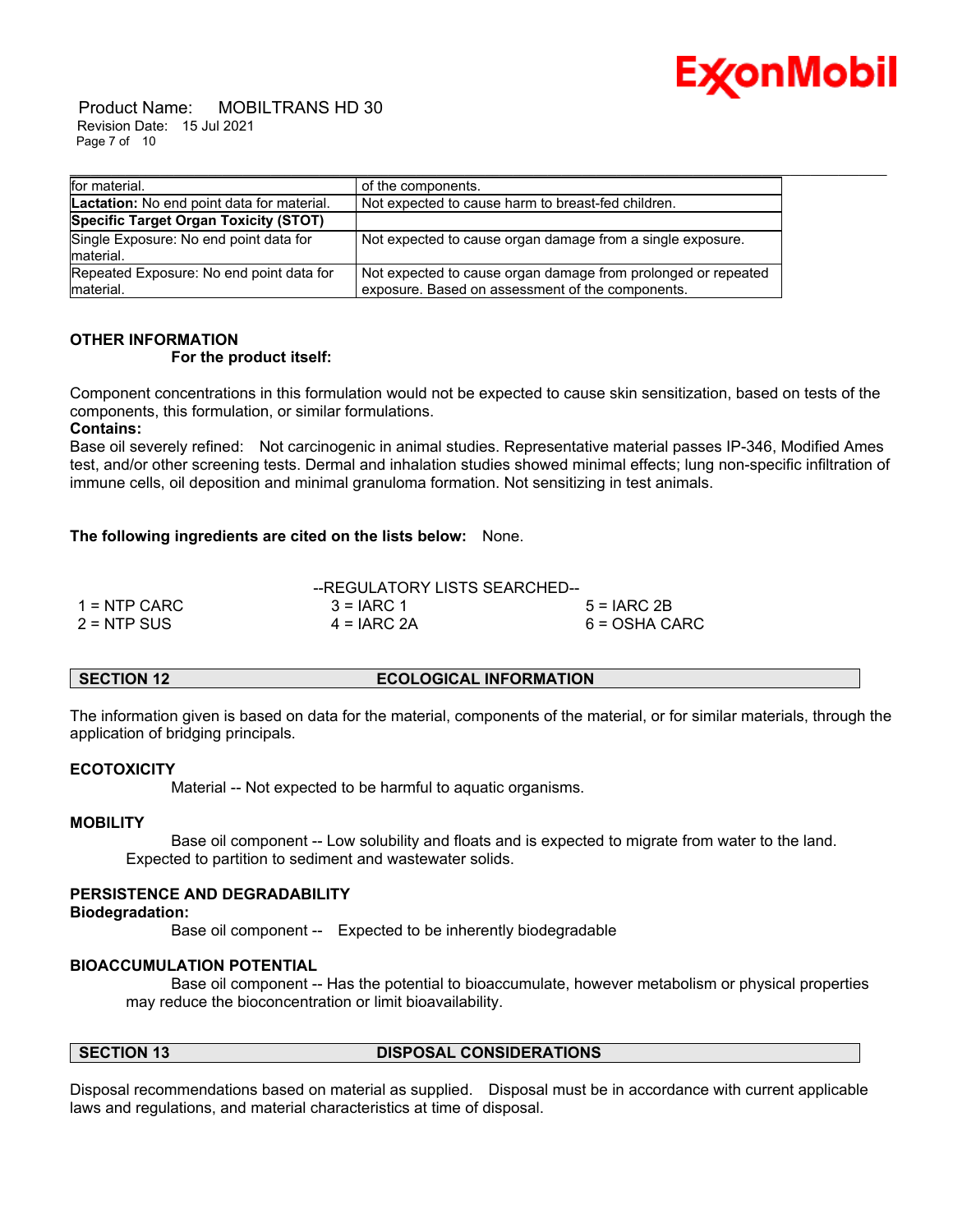| for material. | of the components. |
| --- | --- |
| **Lactation:** No end point data for material. | Not expected to cause harm to breast-fed children. |
| **Specific Target Organ Toxicity (STOT)** | |
| Single Exposure: No end point data for material. | Not expected to cause organ damage from a single exposure. |
| Repeated Exposure: No end point data for material. | Not expected to cause organ damage from prolonged or repeated exposure. Based on assessment of the components. |

**OTHER INFORMATION**

**For the product itself:**

Component concentrations in this formulation would not be expected to cause skin sensitization, based on tests of the components, this formulation, or similar formulations.

**Contains:**

Base oil severely refined: Not carcinogenic in animal studies. Representative material passes IP-346, Modified Ames test, and/or other screening tests. Dermal and inhalation studies showed minimal effects; lung non-specific infiltration of immune cells, oil deposition and minimal granuloma formation. Not sensitizing in test animals.

**The following ingredients are cited on the lists below:** None.

--REGULATORY LISTS SEARCHED--

| | | |
| --- | --- | --- |
| 1 = NTP CARC | 3 = IARC 1 | 5 = IARC 2B |
| 2 = NTP SUS | 4 = IARC 2A | 6 = OSHA CARC |

## SECTION 12 ECOLOGICAL INFORMATION

The information given is based on data for the material, components of the material, or for similar materials, through the application of bridging principals.

**ECOTOXICITY**

Material -- Not expected to be harmful to aquatic organisms.

**MOBILITY**

Base oil component -- Low solubility and floats and is expected to migrate from water to the land. Expected to partition to sediment and wastewater solids.

**PERSISTENCE AND DEGRADABILITY**

**Biodegradation:**

Base oil component -- Expected to be inherently biodegradable

**BIOACCUMULATION POTENTIAL**

Base oil component -- Has the potential to bioaccumulate, however metabolism or physical properties may reduce the bioconcentration or limit bioavailability.

## SECTION 13 DISPOSAL CONSIDERATIONS

Disposal recommendations based on material as supplied. Disposal must be in accordance with current applicable laws and regulations, and material characteristics at time of disposal.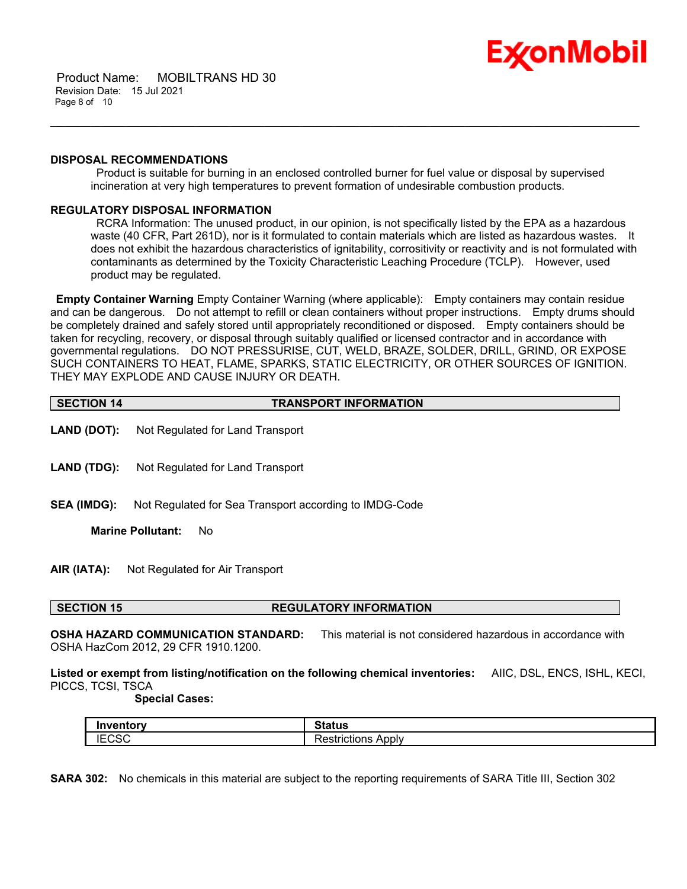### DISPOSAL RECOMMENDATIONS

Product is suitable for burning in an enclosed controlled burner for fuel value or disposal by supervised incineration at very high temperatures to prevent formation of undesirable combustion products.

### REGULATORY DISPOSAL INFORMATION

RCRA Information: The unused product, in our opinion, is not specifically listed by the EPA as a hazardous waste (40 CFR, Part 261D), nor is it formulated to contain materials which are listed as hazardous wastes. It does not exhibit the hazardous characteristics of ignitability, corrositivity or reactivity and is not formulated with contaminants as determined by the Toxicity Characteristic Leaching Procedure (TCLP). However, used product may be regulated.

**Empty Container Warning** Empty Container Warning (where applicable): Empty containers may contain residue and can be dangerous. Do not attempt to refill or clean containers without proper instructions. Empty drums should be completely drained and safely stored until appropriately reconditioned or disposed. Empty containers should be taken for recycling, recovery, or disposal through suitably qualified or licensed contractor and in accordance with governmental regulations. DO NOT PRESSURISE, CUT, WELD, BRAZE, SOLDER, DRILL, GRIND, OR EXPOSE SUCH CONTAINERS TO HEAT, FLAME, SPARKS, STATIC ELECTRICITY, OR OTHER SOURCES OF IGNITION. THEY MAY EXPLODE AND CAUSE INJURY OR DEATH.

## SECTION 14 TRANSPORT INFORMATION

**LAND (DOT):** Not Regulated for Land Transport

**LAND (TDG):** Not Regulated for Land Transport

**SEA (IMDG):** Not Regulated for Sea Transport according to IMDG-Code

**Marine Pollutant:** No

**AIR (IATA):** Not Regulated for Air Transport

## SECTION 15 REGULATORY INFORMATION

**OSHA HAZARD COMMUNICATION STANDARD:** This material is not considered hazardous in accordance with OSHA HazCom 2012, 29 CFR 1910.1200.

**Listed or exempt from listing/notification on the following chemical inventories:** AIIC, DSL, ENCS, ISHL, KECI, PICCS, TCSI, TSCA

**Special Cases:**

| Inventory | Status |
| --- | --- |
| IECSC | Restrictions Apply |

**SARA 302:** No chemicals in this material are subject to the reporting requirements of SARA Title III, Section 302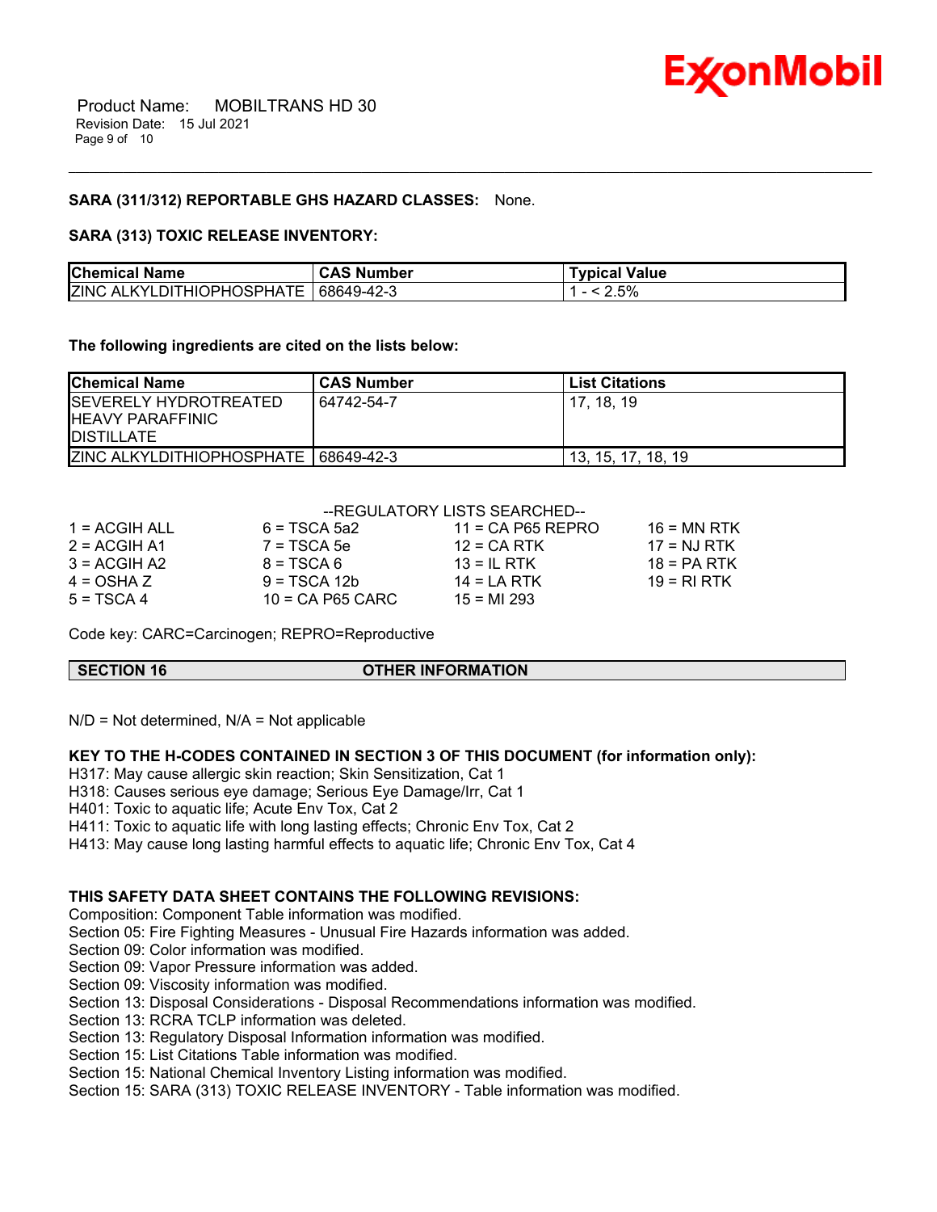**SARA (311/312) REPORTABLE GHS HAZARD CLASSES:** None.

**SARA (313) TOXIC RELEASE INVENTORY:**

| Chemical Name | CAS Number | Typical Value |
|---|---|---|
| ZINC ALKYLDITHIOPHOSPHATE | 68649-42-3 | 1 - < 2.5% |

**The following ingredients are cited on the lists below:**

| Chemical Name | CAS Number | List Citations |
|---|---|---|
| SEVERELY HYDROTREATED HEAVY PARAFFINIC DISTILLATE | 64742-54-7 | 17, 18, 19 |
| ZINC ALKYLDITHIOPHOSPHATE | 68649-42-3 | 13, 15, 17, 18, 19 |

--REGULATORY LISTS SEARCHED--

| | | | |
|---|---|---|---|
| 1 = ACGIH ALL | 6 = TSCA 5a2 | 11 = CA P65 REPRO | 16 = MN RTK |
| 2 = ACGIH A1 | 7 = TSCA 5e | 12 = CA RTK | 17 = NJ RTK |
| 3 = ACGIH A2 | 8 = TSCA 6 | 13 = IL RTK | 18 = PA RTK |
| 4 = OSHA Z | 9 = TSCA 12b | 14 = LA RTK | 19 = RI RTK |
| 5 = TSCA 4 | 10 = CA P65 CARC | 15 = MI 293 | |

Code key: CARC=Carcinogen; REPRO=Reproductive

## SECTION 16 OTHER INFORMATION

N/D = Not determined, N/A = Not applicable

**KEY TO THE H-CODES CONTAINED IN SECTION 3 OF THIS DOCUMENT (for information only):**

H317: May cause allergic skin reaction; Skin Sensitization, Cat 1
H318: Causes serious eye damage; Serious Eye Damage/Irr, Cat 1
H401: Toxic to aquatic life; Acute Env Tox, Cat 2
H411: Toxic to aquatic life with long lasting effects; Chronic Env Tox, Cat 2
H413: May cause long lasting harmful effects to aquatic life; Chronic Env Tox, Cat 4

**THIS SAFETY DATA SHEET CONTAINS THE FOLLOWING REVISIONS:**

Composition: Component Table information was modified.
Section 05: Fire Fighting Measures - Unusual Fire Hazards information was added.
Section 09: Color information was modified.
Section 09: Vapor Pressure information was added.
Section 09: Viscosity information was modified.
Section 13: Disposal Considerations - Disposal Recommendations information was modified.
Section 13: RCRA TCLP information was deleted.
Section 13: Regulatory Disposal Information information was modified.
Section 15: List Citations Table information was modified.
Section 15: National Chemical Inventory Listing information was modified.
Section 15: SARA (313) TOXIC RELEASE INVENTORY - Table information was modified.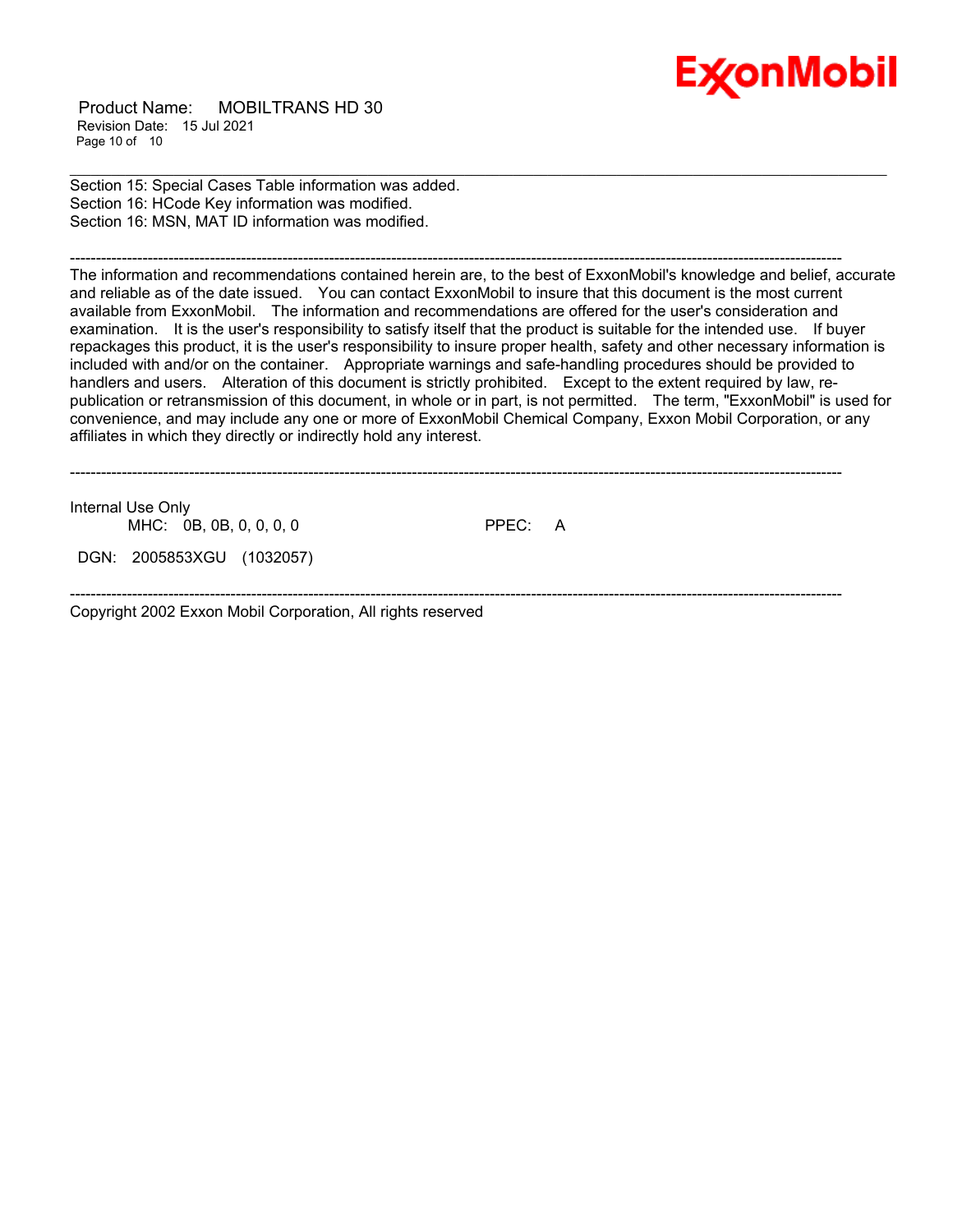Section 15: Special Cases Table information was added.
Section 16: HCode Key information was modified.
Section 16: MSN, MAT ID information was modified.

---

The information and recommendations contained herein are, to the best of ExxonMobil's knowledge and belief, accurate and reliable as of the date issued. You can contact ExxonMobil to insure that this document is the most current available from ExxonMobil. The information and recommendations are offered for the user's consideration and examination. It is the user's responsibility to satisfy itself that the product is suitable for the intended use. If buyer repackages this product, it is the user's responsibility to insure proper health, safety and other necessary information is included with and/or on the container. Appropriate warnings and safe-handling procedures should be provided to handlers and users. Alteration of this document is strictly prohibited. Except to the extent required by law, re-publication or retransmission of this document, in whole or in part, is not permitted. The term, "ExxonMobil" is used for convenience, and may include any one or more of ExxonMobil Chemical Company, Exxon Mobil Corporation, or any affiliates in which they directly or indirectly hold any interest.

---

Internal Use Only
MHC: 0B, 0B, 0, 0, 0, 0 PPEC: A

DGN: 2005853XGU (1032057)

---

Copyright 2002 Exxon Mobil Corporation, All rights reserved